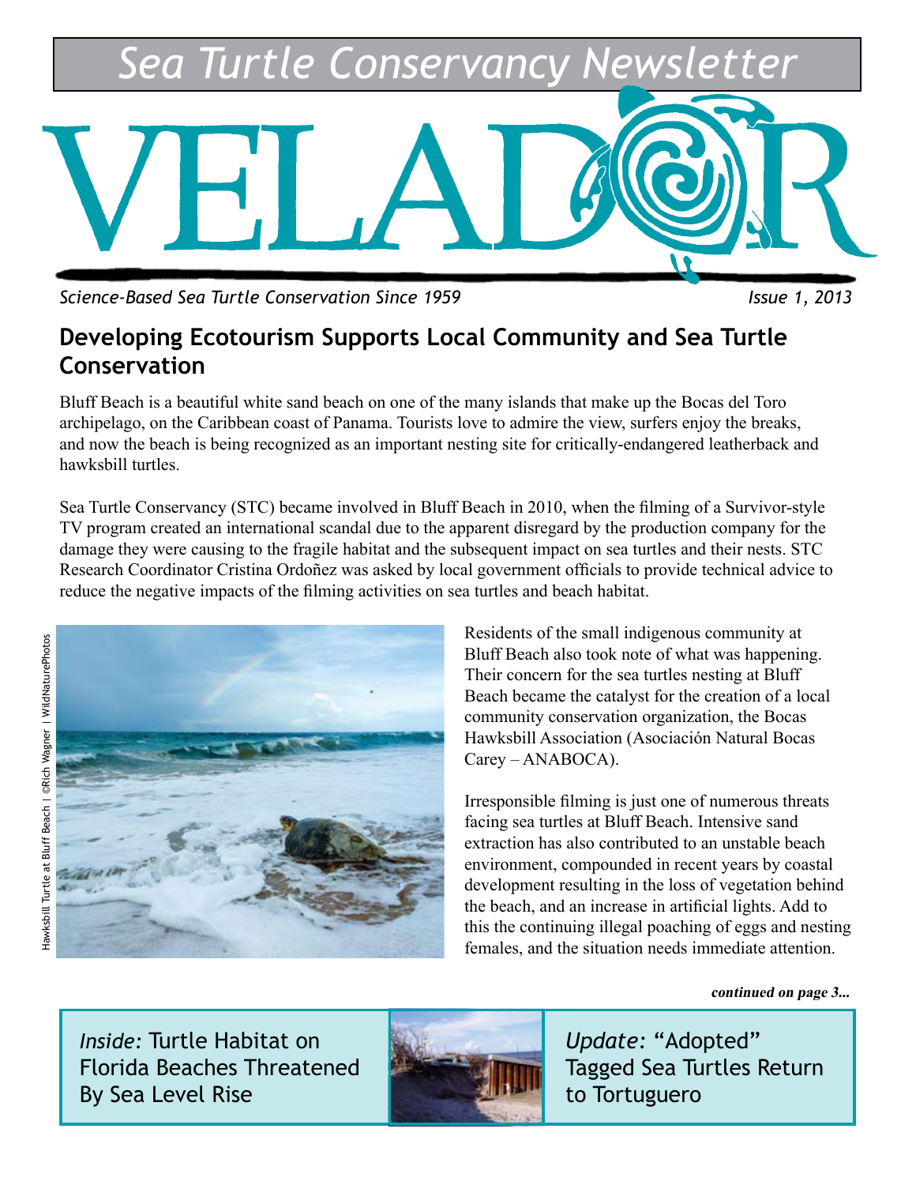# Sea Turtle Conservancy Newsletter

# VELADOR

*Science-Based Sea Turtle Conservation Since 1959* *Issue 1, 2013*

## Developing Ecotourism Supports Local Community and Sea Turtle Conservation

Bluff Beach is a beautiful white sand beach on one of the many islands that make up the Bocas del Toro archipelago, on the Caribbean coast of Panama. Tourists love to admire the view, surfers enjoy the breaks, and now the beach is being recognized as an important nesting site for critically-endangered leatherback and hawksbill turtles.

Sea Turtle Conservancy (STC) became involved in Bluff Beach in 2010, when the filming of a Survivor-style TV program created an international scandal due to the apparent disregard by the production company for the damage they were causing to the fragile habitat and the subsequent impact on sea turtles and their nests. STC Research Coordinator Cristina Ordoñez was asked by local government officials to provide technical advice to reduce the negative impacts of the filming activities on sea turtles and beach habitat.

Hawksbill Turtle at Bluff Beach | ©Rich Wagner | WildNaturePhotos

Residents of the small indigenous community at Bluff Beach also took note of what was happening. Their concern for the sea turtles nesting at Bluff Beach became the catalyst for the creation of a local community conservation organization, the Bocas Hawksbill Association (Asociación Natural Bocas Carey – ANABOCA).

Irresponsible filming is just one of numerous threats facing sea turtles at Bluff Beach. Intensive sand extraction has also contributed to an unstable beach environment, compounded in recent years by coastal development resulting in the loss of vegetation behind the beach, and an increase in artificial lights. Add to this the continuing illegal poaching of eggs and nesting females, and the situation needs immediate attention.

***continued on page 3...***

*Inside:* Turtle Habitat on Florida Beaches Threatened By Sea Level Rise

*Update:* "Adopted" Tagged Sea Turtles Return to Tortuguero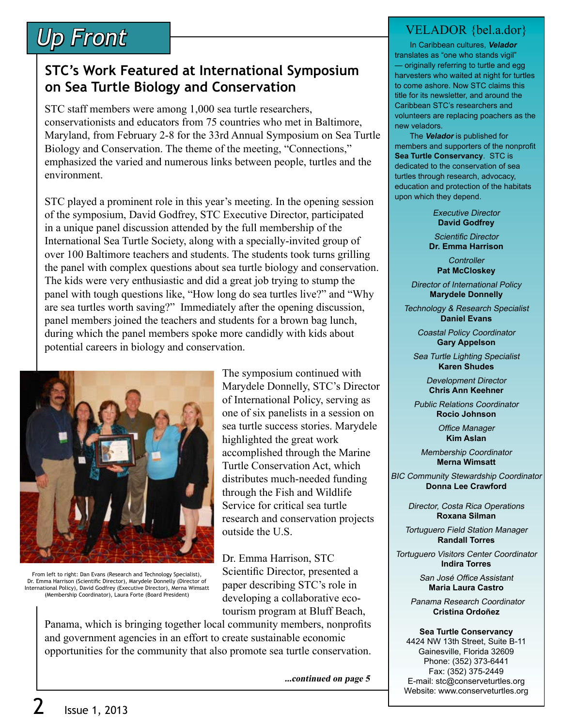# Up Front

## STC's Work Featured at International Symposium on Sea Turtle Biology and Conservation

STC staff members were among 1,000 sea turtle researchers, conservationists and educators from 75 countries who met in Baltimore, Maryland, from February 2-8 for the 33rd Annual Symposium on Sea Turtle Biology and Conservation. The theme of the meeting, "Connections," emphasized the varied and numerous links between people, turtles and the environment.

STC played a prominent role in this year's meeting. In the opening session of the symposium, David Godfrey, STC Executive Director, participated in a unique panel discussion attended by the full membership of the International Sea Turtle Society, along with a specially-invited group of over 100 Baltimore teachers and students. The students took turns grilling the panel with complex questions about sea turtle biology and conservation. The kids were very enthusiastic and did a great job trying to stump the panel with tough questions like, "How long do sea turtles live?" and "Why are sea turtles worth saving?" Immediately after the opening discussion, panel members joined the teachers and students for a brown bag lunch, during which the panel members spoke more candidly with kids about potential careers in biology and conservation.

From left to right: Dan Evans (Research and Technology Specialist), Dr. Emma Harrison (Scientific Director), Marydele Donnelly (Director of International Policy), David Godfrey (Executive Director), Merna Wimsatt (Membership Coordinator), Laura Forte (Board President)

The symposium continued with Marydele Donnelly, STC's Director of International Policy, serving as one of six panelists in a session on sea turtle success stories. Marydele highlighted the great work accomplished through the Marine Turtle Conservation Act, which distributes much-needed funding through the Fish and Wildlife Service for critical sea turtle research and conservation projects outside the U.S.

Dr. Emma Harrison, STC Scientific Director, presented a paper describing STC's role in developing a collaborative eco-tourism program at Bluff Beach, Panama, which is bringing together local community members, nonprofits and government agencies in an effort to create sustainable economic opportunities for the community that also promote sea turtle conservation.

***...continued on page 5***

---

## VELADOR {bel.a.dor}

In Caribbean cultures, ***Velador*** translates as "one who stands vigil" — originally referring to turtle and egg harvesters who waited at night for turtles to come ashore. Now STC claims this title for its newsletter, and around the Caribbean STC's researchers and volunteers are replacing poachers as the new veladors.

The ***Velador*** is published for members and supporters of the nonprofit **Sea Turtle Conservancy**. STC is dedicated to the conservation of sea turtles through research, advocacy, education and protection of the habitats upon which they depend.

*Executive Director*
**David Godfrey**

*Scientific Director*
**Dr. Emma Harrison**

*Controller*
**Pat McCloskey**

*Director of International Policy*
**Marydele Donnelly**

*Technology & Research Specialist*
**Daniel Evans**

*Coastal Policy Coordinator*
**Gary Appelson**

*Sea Turtle Lighting Specialist*
**Karen Shudes**

*Development Director*
**Chris Ann Keehner**

*Public Relations Coordinator*
**Rocio Johnson**

*Office Manager*
**Kim Aslan**

*Membership Coordinator*
**Merna Wimsatt**

*BIC Community Stewardship Coordinator*
**Donna Lee Crawford**

*Director, Costa Rica Operations*
**Roxana Silman**

*Tortuguero Field Station Manager*
**Randall Torres**

*Tortuguero Visitors Center Coordinator*
**Indira Torres**

*San José Office Assistant*
**Maria Laura Castro**

*Panama Research Coordinator*
**Cristina Ordoñez**

**Sea Turtle Conservancy**
4424 NW 13th Street, Suite B-11
Gainesville, Florida 32609
Phone: (352) 373-6441
Fax: (352) 375-2449
E-mail: stc@conserveturtles.org
Website: www.conserveturtles.org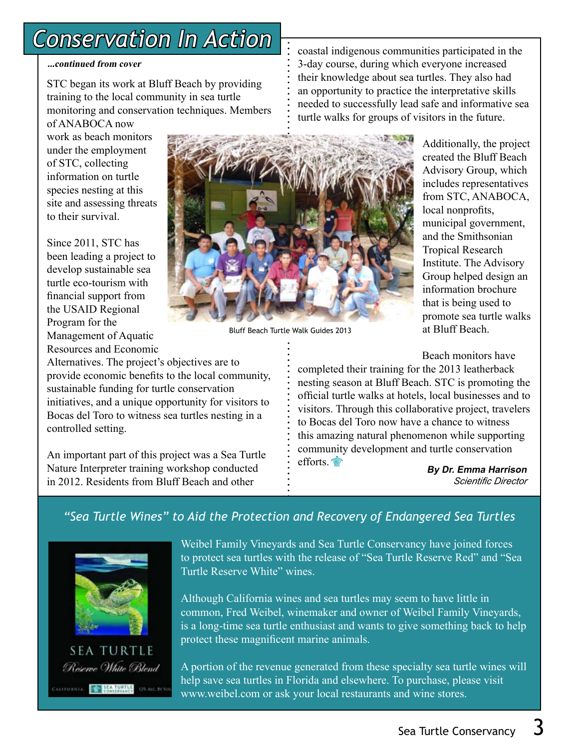# Conservation In Action

*...continued from cover*

STC began its work at Bluff Beach by providing training to the local community in sea turtle monitoring and conservation techniques. Members of ANABOCA now work as beach monitors under the employment of STC, collecting information on turtle species nesting at this site and assessing threats to their survival.

Since 2011, STC has been leading a project to develop sustainable sea turtle eco-tourism with financial support from the USAID Regional Program for the Management of Aquatic Resources and Economic Alternatives. The project's objectives are to provide economic benefits to the local community, sustainable funding for turtle conservation initiatives, and a unique opportunity for visitors to Bocas del Toro to witness sea turtles nesting in a controlled setting.

An important part of this project was a Sea Turtle Nature Interpreter training workshop conducted in 2012. Residents from Bluff Beach and other coastal indigenous communities participated in the 3-day course, during which everyone increased their knowledge about sea turtles. They also had an opportunity to practice the interpretative skills needed to successfully lead safe and informative sea turtle walks for groups of visitors in the future.

Bluff Beach Turtle Walk Guides 2013

Additionally, the project created the Bluff Beach Advisory Group, which includes representatives from STC, ANABOCA, local nonprofits, municipal government, and the Smithsonian Tropical Research Institute. The Advisory Group helped design an information brochure that is being used to promote sea turtle walks at Bluff Beach.

Beach monitors have completed their training for the 2013 leatherback nesting season at Bluff Beach. STC is promoting the official turtle walks at hotels, local businesses and to visitors. Through this collaborative project, travelers to Bocas del Toro now have a chance to witness this amazing natural phenomenon while supporting community development and turtle conservation efforts.

***By Dr. Emma Harrison***
*Scientific Director*

## "Sea Turtle Wines" to Aid the Protection and Recovery of Endangered Sea Turtles

Weibel Family Vineyards and Sea Turtle Conservancy have joined forces to protect sea turtles with the release of "Sea Turtle Reserve Red" and "Sea Turtle Reserve White" wines.

Although California wines and sea turtles may seem to have little in common, Fred Weibel, winemaker and owner of Weibel Family Vineyards, is a long-time sea turtle enthusiast and wants to give something back to help protect these magnificent marine animals.

A portion of the revenue generated from these specialty sea turtle wines will help save sea turtles in Florida and elsewhere. To purchase, please visit www.weibel.com or ask your local restaurants and wine stores.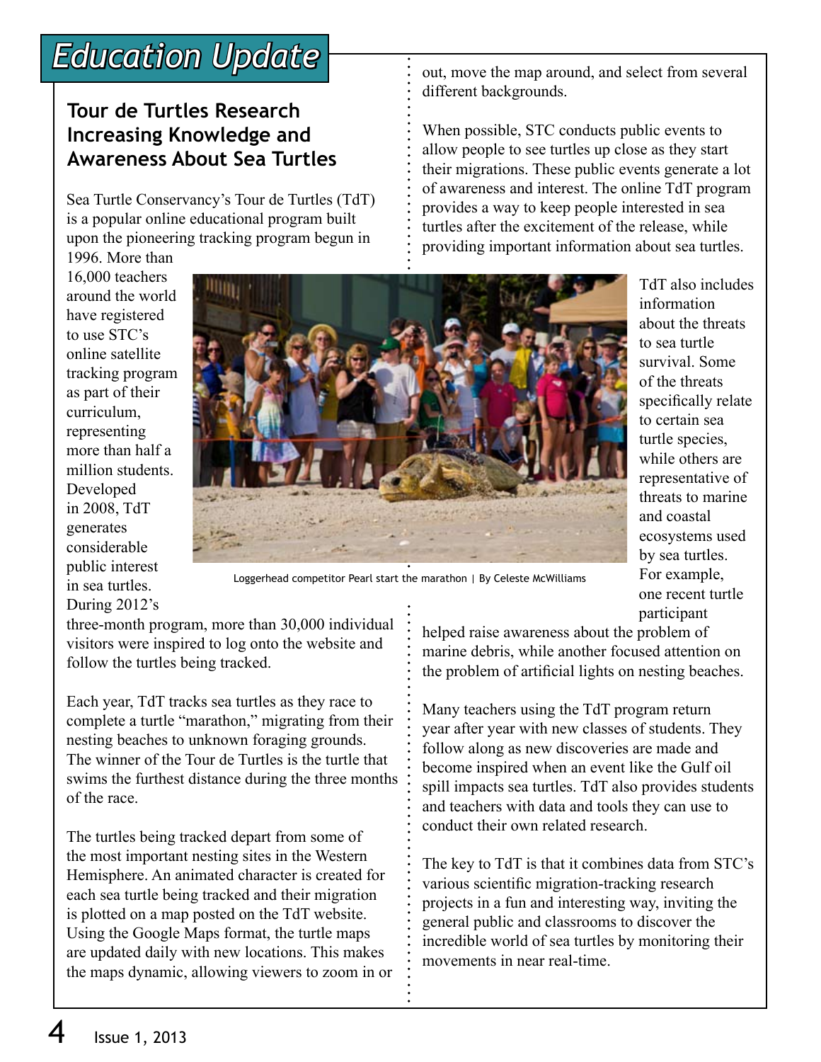# Education Update

## Tour de Turtles Research Increasing Knowledge and Awareness About Sea Turtles

Sea Turtle Conservancy's Tour de Turtles (TdT) is a popular online educational program built upon the pioneering tracking program begun in 1996. More than 16,000 teachers around the world have registered to use STC's online satellite tracking program as part of their curriculum, representing more than half a million students. Developed in 2008, TdT generates considerable public interest in sea turtles. During 2012's three-month program, more than 30,000 individual visitors were inspired to log onto the website and follow the turtles being tracked.

Each year, TdT tracks sea turtles as they race to complete a turtle "marathon," migrating from their nesting beaches to unknown foraging grounds. The winner of the Tour de Turtles is the turtle that swims the furthest distance during the three months of the race.

The turtles being tracked depart from some of the most important nesting sites in the Western Hemisphere. An animated character is created for each sea turtle being tracked and their migration is plotted on a map posted on the TdT website. Using the Google Maps format, the turtle maps are updated daily with new locations. This makes the maps dynamic, allowing viewers to zoom in or out, move the map around, and select from several different backgrounds.

When possible, STC conducts public events to allow people to see turtles up close as they start their migrations. These public events generate a lot of awareness and interest. The online TdT program provides a way to keep people interested in sea turtles after the excitement of the release, while providing important information about sea turtles.

Loggerhead competitor Pearl start the marathon | By Celeste McWilliams

TdT also includes information about the threats to sea turtle survival. Some of the threats specifically relate to certain sea turtle species, while others are representative of threats to marine and coastal ecosystems used by sea turtles. For example, one recent turtle participant helped raise awareness about the problem of marine debris, while another focused attention on the problem of artificial lights on nesting beaches.

Many teachers using the TdT program return year after year with new classes of students. They follow along as new discoveries are made and become inspired when an event like the Gulf oil spill impacts sea turtles. TdT also provides students and teachers with data and tools they can use to conduct their own related research.

The key to TdT is that it combines data from STC's various scientific migration-tracking research projects in a fun and interesting way, inviting the general public and classrooms to discover the incredible world of sea turtles by monitoring their movements in near real-time.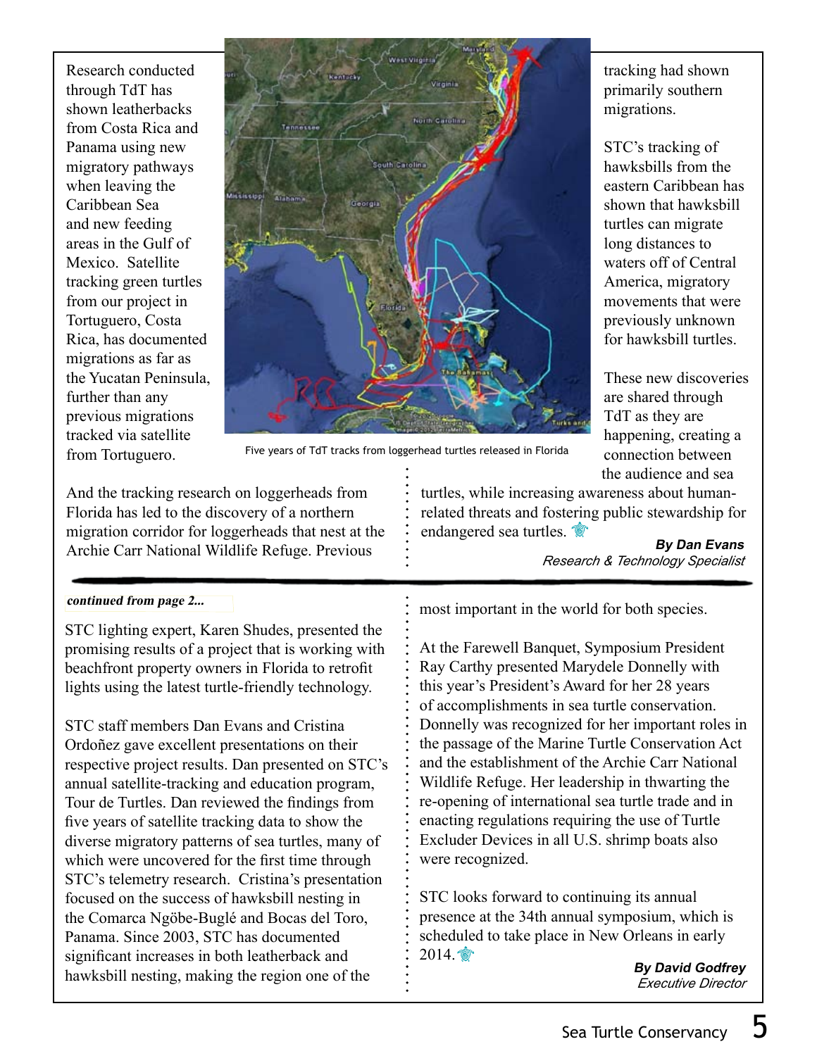Research conducted through TdT has shown leatherbacks from Costa Rica and Panama using new migratory pathways when leaving the Caribbean Sea and new feeding areas in the Gulf of Mexico. Satellite tracking green turtles from our project in Tortuguero, Costa Rica, has documented migrations as far as the Yucatan Peninsula, further than any previous migrations tracked via satellite from Tortuguero.

Five years of TdT tracks from loggerhead turtles released in Florida

And the tracking research on loggerheads from Florida has led to the discovery of a northern migration corridor for loggerheads that nest at the Archie Carr National Wildlife Refuge. Previous tracking had shown primarily southern migrations.

STC's tracking of hawksbills from the eastern Caribbean has shown that hawksbill turtles can migrate long distances to waters off of Central America, migratory movements that were previously unknown for hawksbill turtles.

These new discoveries are shared through TdT as they are happening, creating a connection between the audience and sea turtles, while increasing awareness about human-related threats and fostering public stewardship for endangered sea turtles.

***By Dan Evans***
*Research & Technology Specialist*

---

***continued from page 2...***

STC lighting expert, Karen Shudes, presented the promising results of a project that is working with beachfront property owners in Florida to retrofit lights using the latest turtle-friendly technology.

STC staff members Dan Evans and Cristina Ordoñez gave excellent presentations on their respective project results. Dan presented on STC's annual satellite-tracking and education program, Tour de Turtles. Dan reviewed the findings from five years of satellite tracking data to show the diverse migratory patterns of sea turtles, many of which were uncovered for the first time through STC's telemetry research. Cristina's presentation focused on the success of hawksbill nesting in the Comarca Ngöbe-Buglé and Bocas del Toro, Panama. Since 2003, STC has documented significant increases in both leatherback and hawksbill nesting, making the region one of the most important in the world for both species.

At the Farewell Banquet, Symposium President Ray Carthy presented Marydele Donnelly with this year's President's Award for her 28 years of accomplishments in sea turtle conservation. Donnelly was recognized for her important roles in the passage of the Marine Turtle Conservation Act and the establishment of the Archie Carr National Wildlife Refuge. Her leadership in thwarting the re-opening of international sea turtle trade and in enacting regulations requiring the use of Turtle Excluder Devices in all U.S. shrimp boats also were recognized.

STC looks forward to continuing its annual presence at the 34th annual symposium, which is scheduled to take place in New Orleans in early 2014.

***By David Godfrey***
*Executive Director*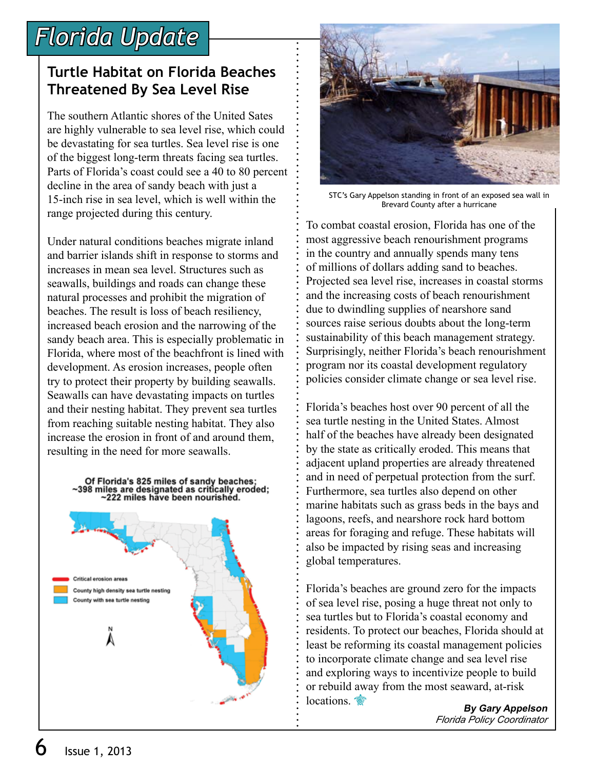# Florida Update

## Turtle Habitat on Florida Beaches Threatened By Sea Level Rise

The southern Atlantic shores of the United Sates are highly vulnerable to sea level rise, which could be devastating for sea turtles. Sea level rise is one of the biggest long-term threats facing sea turtles. Parts of Florida's coast could see a 40 to 80 percent decline in the area of sandy beach with just a 15-inch rise in sea level, which is well within the range projected during this century.

Under natural conditions beaches migrate inland and barrier islands shift in response to storms and increases in mean sea level. Structures such as seawalls, buildings and roads can change these natural processes and prohibit the migration of beaches. The result is loss of beach resiliency, increased beach erosion and the narrowing of the sandy beach area. This is especially problematic in Florida, where most of the beachfront is lined with development. As erosion increases, people often try to protect their property by building seawalls. Seawalls can have devastating impacts on turtles and their nesting habitat. They prevent sea turtles from reaching suitable nesting habitat. They also increase the erosion in front of and around them, resulting in the need for more seawalls.

Of Florida's 825 miles of sandy beaches; ~398 miles are designated as critically eroded; ~222 miles have been nourished.

Critical erosion areas
County high density sea turtle nesting
County with sea turtle nesting

STC's Gary Appelson standing in front of an exposed sea wall in Brevard County after a hurricane

To combat coastal erosion, Florida has one of the most aggressive beach renourishment programs in the country and annually spends many tens of millions of dollars adding sand to beaches. Projected sea level rise, increases in coastal storms and the increasing costs of beach renourishment due to dwindling supplies of nearshore sand sources raise serious doubts about the long-term sustainability of this beach management strategy. Surprisingly, neither Florida's beach renourishment program nor its coastal development regulatory policies consider climate change or sea level rise.

Florida's beaches host over 90 percent of all the sea turtle nesting in the United States. Almost half of the beaches have already been designated by the state as critically eroded. This means that adjacent upland properties are already threatened and in need of perpetual protection from the surf. Furthermore, sea turtles also depend on other marine habitats such as grass beds in the bays and lagoons, reefs, and nearshore rock hard bottom areas for foraging and refuge. These habitats will also be impacted by rising seas and increasing global temperatures.

Florida's beaches are ground zero for the impacts of sea level rise, posing a huge threat not only to sea turtles but to Florida's coastal economy and residents. To protect our beaches, Florida should at least be reforming its coastal management policies to incorporate climate change and sea level rise and exploring ways to incentivize people to build or rebuild away from the most seaward, at-risk locations.

***By Gary Appelson***
*Florida Policy Coordinator*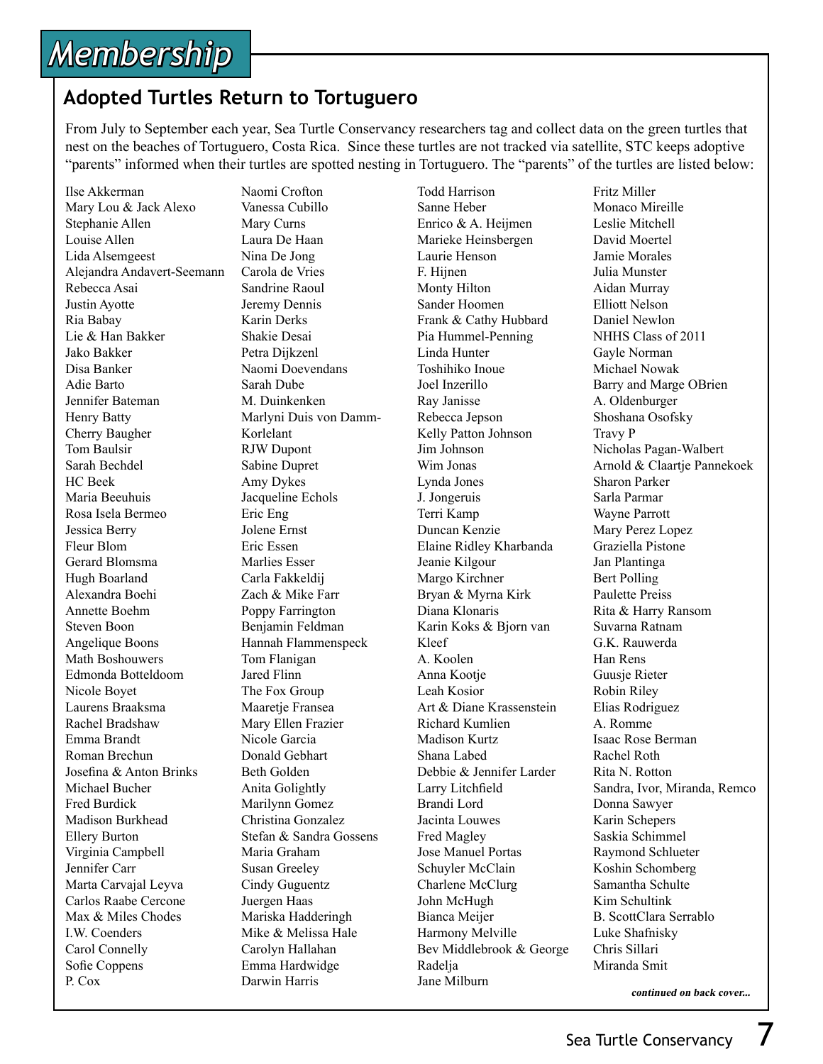# Membership

## Adopted Turtles Return to Tortuguero

From July to September each year, Sea Turtle Conservancy researchers tag and collect data on the green turtles that nest on the beaches of Tortuguero, Costa Rica. Since these turtles are not tracked via satellite, STC keeps adoptive "parents" informed when their turtles are spotted nesting in Tortuguero. The "parents" of the turtles are listed below:

Ilse Akkerman
Mary Lou & Jack Alexo
Stephanie Allen
Louise Allen
Lida Alsemgeest
Alejandra Andavert-Seemann
Rebecca Asai
Justin Ayotte
Ria Babay
Lie & Han Bakker
Jako Bakker
Disa Banker
Adie Barto
Jennifer Bateman
Henry Batty
Cherry Baugher
Tom Baulsir
Sarah Bechdel
HC Beek
Maria Beeuhuis
Rosa Isela Bermeo
Jessica Berry
Fleur Blom
Gerard Blomsma
Hugh Boarland
Alexandra Boehi
Annette Boehm
Steven Boon
Angelique Boons
Math Boshouwers
Edmonda Botteldoom
Nicole Boyet
Laurens Braaksma
Rachel Bradshaw
Emma Brandt
Roman Brechun
Josefina & Anton Brinks
Michael Bucher
Fred Burdick
Madison Burkhead
Ellery Burton
Virginia Campbell
Jennifer Carr
Marta Carvajal Leyva
Carlos Raabe Cercone
Max & Miles Chodes
I.W. Coenders
Carol Connelly
Sofie Coppens
P. Cox
Naomi Crofton
Vanessa Cubillo
Mary Curns
Laura De Haan
Nina De Jong
Carola de Vries
Sandrine Raoul
Jeremy Dennis
Karin Derks
Shakie Desai
Petra Dijkzenl
Naomi Doevendans
Sarah Dube
M. Duinkenken
Marlyni Duis von Damm-Korlelant
RJW Dupont
Sabine Dupret
Amy Dykes
Jacqueline Echols
Eric Eng
Jolene Ernst
Eric Essen
Marlies Esser
Carla Fakkeldij
Zach & Mike Farr
Poppy Farrington
Benjamin Feldman
Hannah Flammenspeck
Tom Flanigan
Jared Flinn
The Fox Group
Maaretje Fransea
Mary Ellen Frazier
Nicole Garcia
Donald Gebhart
Beth Golden
Anita Golightly
Marilynn Gomez
Christina Gonzalez
Stefan & Sandra Gossens
Maria Graham
Susan Greeley
Cindy Guguentz
Juergen Haas
Mariska Hadderingh
Mike & Melissa Hale
Carolyn Hallahan
Emma Hardwidge
Darwin Harris
Todd Harrison
Sanne Heber
Enrico & A. Heijmen
Marieke Heinsbergen
Laurie Henson
F. Hijnen
Monty Hilton
Sander Hoomen
Frank & Cathy Hubbard
Pia Hummel-Penning
Linda Hunter
Toshihiko Inoue
Joel Inzerillo
Ray Janisse
Rebecca Jepson
Kelly Patton Johnson
Jim Johnson
Wim Jonas
Lynda Jones
J. Jongeruis
Terri Kamp
Duncan Kenzie
Elaine Ridley Kharbanda
Jeanie Kilgour
Margo Kirchner
Bryan & Myrna Kirk
Diana Klonaris
Karin Koks & Bjorn van Kleef
A. Koolen
Anna Kootje
Leah Kosior
Art & Diane Krassenstein
Richard Kumlien
Madison Kurtz
Shana Labed
Debbie & Jennifer Larder
Larry Litchfield
Brandi Lord
Jacinta Louwes
Fred Magley
Jose Manuel Portas
Schuyler McClain
Charlene McClurg
John McHugh
Bianca Meijer
Harmony Melville
Bev Middlebrook & George Radelja
Jane Milburn
Fritz Miller
Monaco Mireille
Leslie Mitchell
David Moertel
Jamie Morales
Julia Munster
Aidan Murray
Elliott Nelson
Daniel Newlon
NHHS Class of 2011
Gayle Norman
Michael Nowak
Barry and Marge OBrien
A. Oldenburger
Shoshana Osofsky
Travy P
Nicholas Pagan-Walbert
Arnold & Claartje Pannekoek
Sharon Parker
Sarla Parmar
Wayne Parrott
Mary Perez Lopez
Graziella Pistone
Jan Plantinga
Bert Polling
Paulette Preiss
Rita & Harry Ransom
Suvarna Ratnam
G.K. Rauwerda
Han Rens
Guusje Rieter
Robin Riley
Elias Rodriguez
A. Romme
Isaac Rose Berman
Rachel Roth
Rita N. Rotton
Sandra, Ivor, Miranda, Remco
Donna Sawyer
Karin Schepers
Saskia Schimmel
Raymond Schlueter
Koshin Schomberg
Samantha Schulte
Kim Schultink
B. ScottClara Serrablo
Luke Shafnisky
Chris Sillari
Miranda Smit

***continued on back cover...***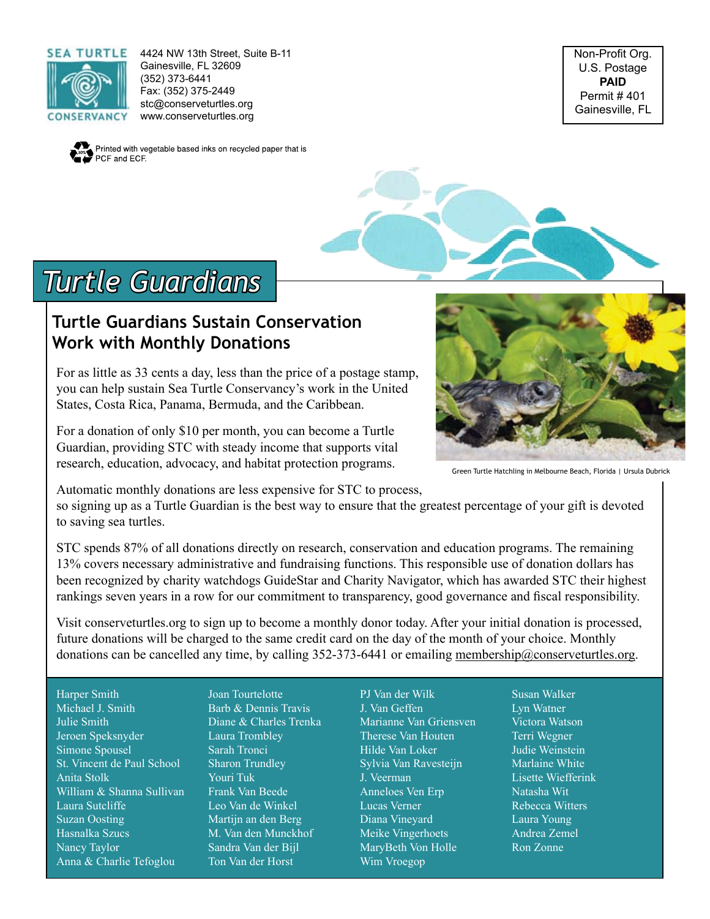SEA TURTLE CONSERVANCY

4424 NW 13th Street, Suite B-11
Gainesville, FL 32609
(352) 373-6441
Fax: (352) 375-2449
stc@conserveturtles.org
www.conserveturtles.org

Non-Profit Org.
U.S. Postage
**PAID**
Permit # 401
Gainesville, FL

Printed with vegetable based inks on recycled paper that is PCF and ECF.

# *Turtle Guardians*

## Turtle Guardians Sustain Conservation Work with Monthly Donations

For as little as 33 cents a day, less than the price of a postage stamp, you can help sustain Sea Turtle Conservancy's work in the United States, Costa Rica, Panama, Bermuda, and the Caribbean.

For a donation of only $10 per month, you can become a Turtle Guardian, providing STC with steady income that supports vital research, education, advocacy, and habitat protection programs.

Green Turtle Hatchling in Melbourne Beach, Florida | Ursula Dubrick

Automatic monthly donations are less expensive for STC to process, so signing up as a Turtle Guardian is the best way to ensure that the greatest percentage of your gift is devoted to saving sea turtles.

STC spends 87% of all donations directly on research, conservation and education programs. The remaining 13% covers necessary administrative and fundraising functions. This responsible use of donation dollars has been recognized by charity watchdogs GuideStar and Charity Navigator, which has awarded STC their highest rankings seven years in a row for our commitment to transparency, good governance and fiscal responsibility.

Visit conserveturtles.org to sign up to become a monthly donor today. After your initial donation is processed, future donations will be charged to the same credit card on the day of the month of your choice. Monthly donations can be cancelled any time, by calling 352-373-6441 or emailing membership@conserveturtles.org.

Harper Smith
Michael J. Smith
Julie Smith
Jeroen Speksnyder
Simone Spousel
St. Vincent de Paul School
Anita Stolk
William & Shanna Sullivan
Laura Sutcliffe
Suzan Oosting
Hasnalka Szucs
Nancy Taylor
Anna & Charlie Tefoglou
Joan Tourtelotte
Barb & Dennis Travis
Diane & Charles Trenka
Laura Trombley
Sarah Tronci
Sharon Trundley
Youri Tuk
Frank Van Beede
Leo Van de Winkel
Martijn an den Berg
M. Van den Munckhof
Sandra Van der Bijl
Ton Van der Horst
PJ Van der Wilk
J. Van Geffen
Marianne Van Griensven
Therese Van Houten
Hilde Van Loker
Sylvia Van Ravesteijn
J. Veerman
Anneloes Ven Erp
Lucas Verner
Diana Vineyard
Meike Vingerhoets
MaryBeth Von Holle
Wim Vroegop
Susan Walker
Lyn Watner
Victora Watson
Terri Wegner
Judie Weinstein
Marlaine White
Lisette Wiefferink
Natasha Wit
Rebecca Witters
Laura Young
Andrea Zemel
Ron Zonne